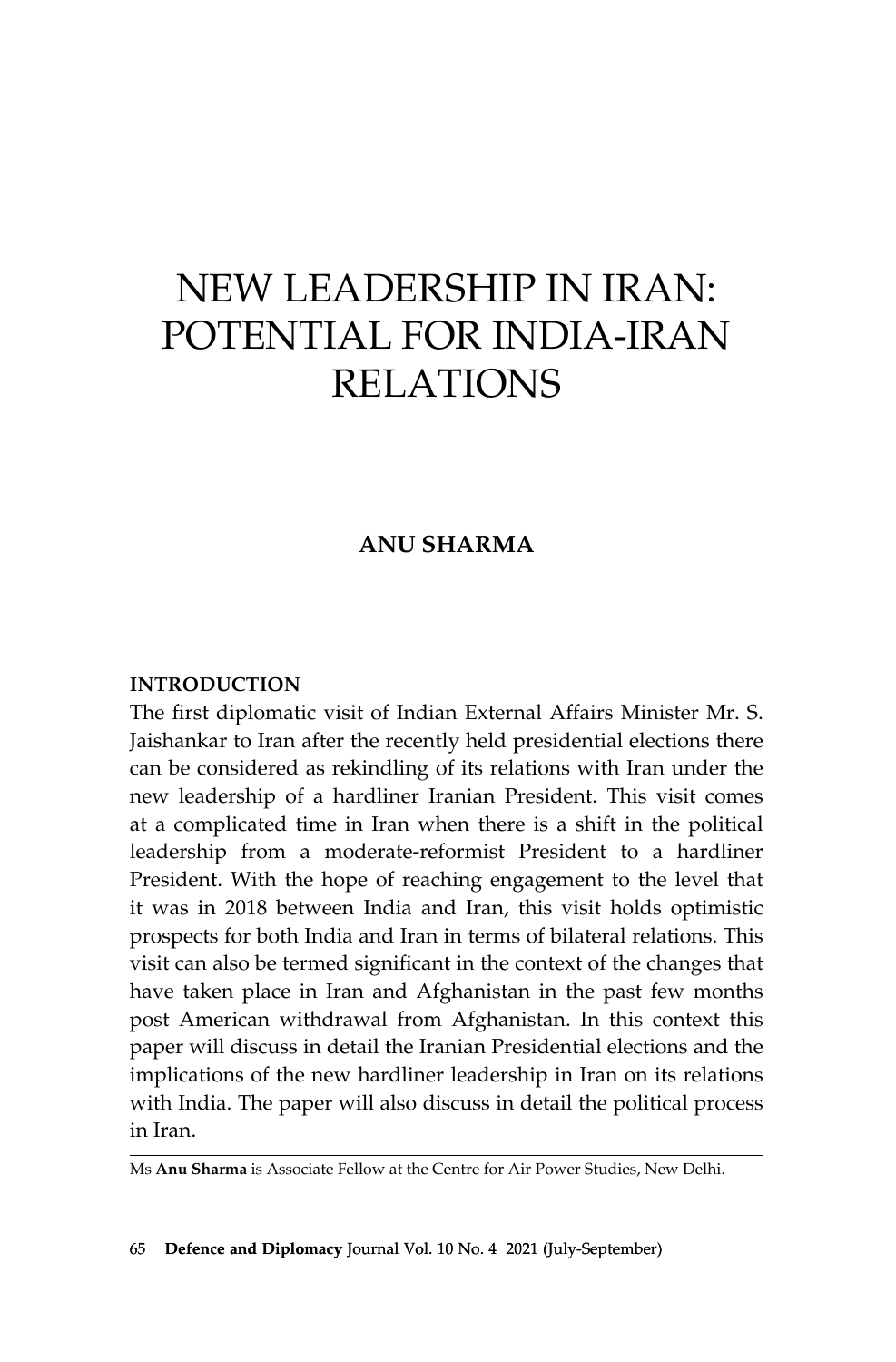# NEW LEADERSHIP IN IRAN: POTENTIAL FOR INDIA-IRAN RELATIONS

**ANU SHARMA**

## INTRODUCTION

The first diplomatic visit of Indian External Affairs Minister Mr. S. Jaishankar to Iran after the recently held presidential elections there can be considered as rekindling of its relations with Iran under the new leadership of a hardliner Iranian President. This visit comes at a complicated time in Iran when there is a shift in the political leadership from a moderate-reformist President to a hardliner President. With the hope of reaching engagement to the level that it was in 2018 between India and Iran, this visit holds optimistic prospects for both India and Iran in terms of bilateral relations. This visit can also be termed significant in the context of the changes that have taken place in Iran and Afghanistan in the past few months post American withdrawal from Afghanistan. In this context this paper will discuss in detail the Iranian Presidential elections and the implications of the new hardliner leadership in Iran on its relations with India. The paper will also discuss in detail the political process in Iran.

---

Ms **Anu Sharma** is Associate Fellow at the Centre for Air Power Studies, New Delhi.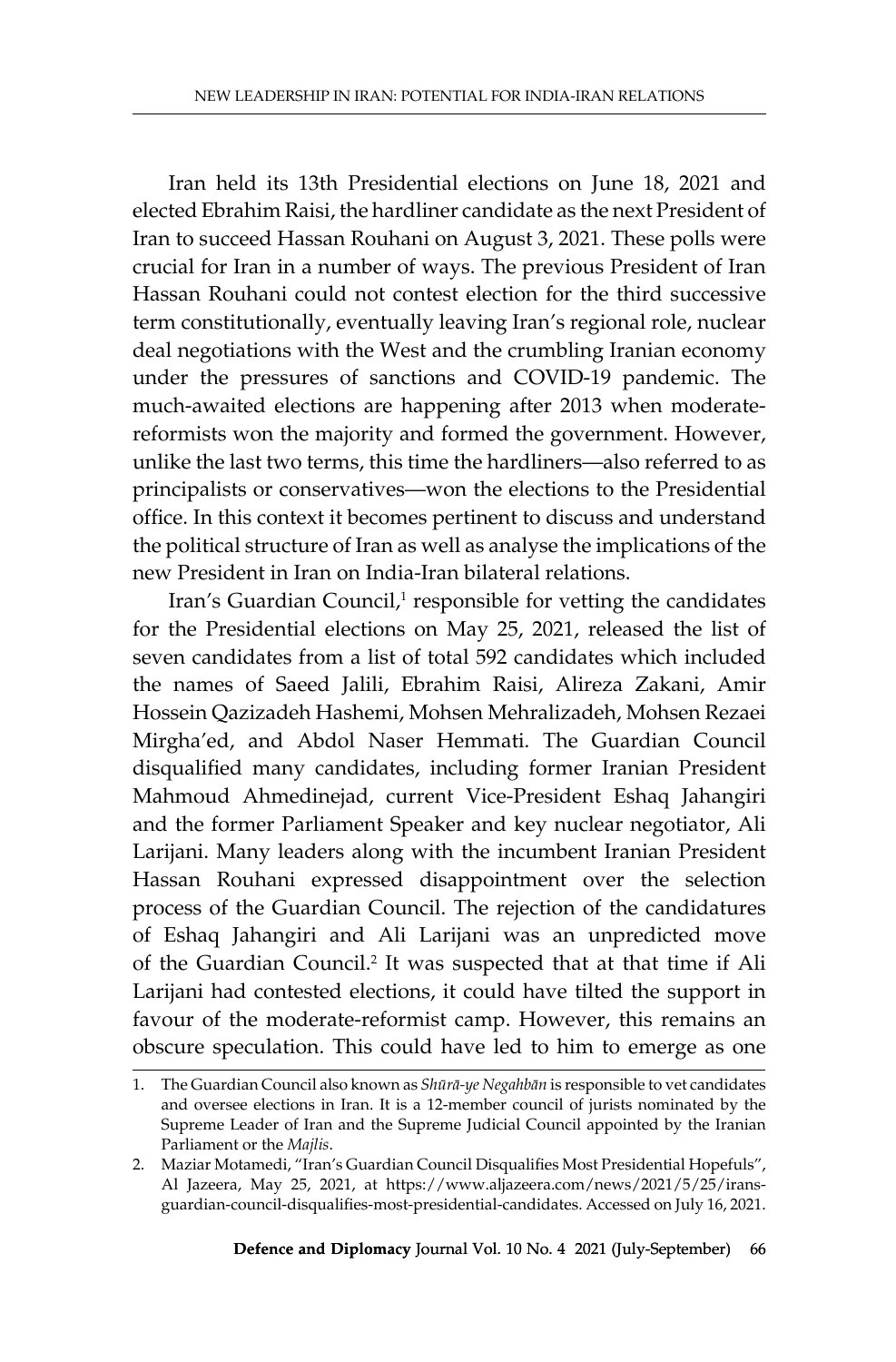Iran held its 13th Presidential elections on June 18, 2021 and elected Ebrahim Raisi, the hardliner candidate as the next President of Iran to succeed Hassan Rouhani on August 3, 2021. These polls were crucial for Iran in a number of ways. The previous President of Iran Hassan Rouhani could not contest election for the third successive term constitutionally, eventually leaving Iran's regional role, nuclear deal negotiations with the West and the crumbling Iranian economy under the pressures of sanctions and COVID-19 pandemic. The much-awaited elections are happening after 2013 when moderate-reformists won the majority and formed the government. However, unlike the last two terms, this time the hardliners—also referred to as principalists or conservatives—won the elections to the Presidential office. In this context it becomes pertinent to discuss and understand the political structure of Iran as well as analyse the implications of the new President in Iran on India-Iran bilateral relations.

Iran's Guardian Council,[1] responsible for vetting the candidates for the Presidential elections on May 25, 2021, released the list of seven candidates from a list of total 592 candidates which included the names of Saeed Jalili, Ebrahim Raisi, Alireza Zakani, Amir Hossein Qazizadeh Hashemi, Mohsen Mehralizadeh, Mohsen Rezaei Mirgha'ed, and Abdol Naser Hemmati. The Guardian Council disqualified many candidates, including former Iranian President Mahmoud Ahmedinejad, current Vice-President Eshaq Jahangiri and the former Parliament Speaker and key nuclear negotiator, Ali Larijani. Many leaders along with the incumbent Iranian President Hassan Rouhani expressed disappointment over the selection process of the Guardian Council. The rejection of the candidatures of Eshaq Jahangiri and Ali Larijani was an unpredicted move of the Guardian Council.[2] It was suspected that at that time if Ali Larijani had contested elections, it could have tilted the support in favour of the moderate-reformist camp. However, this remains an obscure speculation. This could have led to him to emerge as one

---

1. The Guardian Council also known as *Shūrā-ye Negahbān* is responsible to vet candidates and oversee elections in Iran. It is a 12-member council of jurists nominated by the Supreme Leader of Iran and the Supreme Judicial Council appointed by the Iranian Parliament or the *Majlis*.
2. Maziar Motamedi, "Iran's Guardian Council Disqualifies Most Presidential Hopefuls", Al Jazeera, May 25, 2021, at https://www.aljazeera.com/news/2021/5/25/irans-guardian-council-disqualifies-most-presidential-candidates. Accessed on July 16, 2021.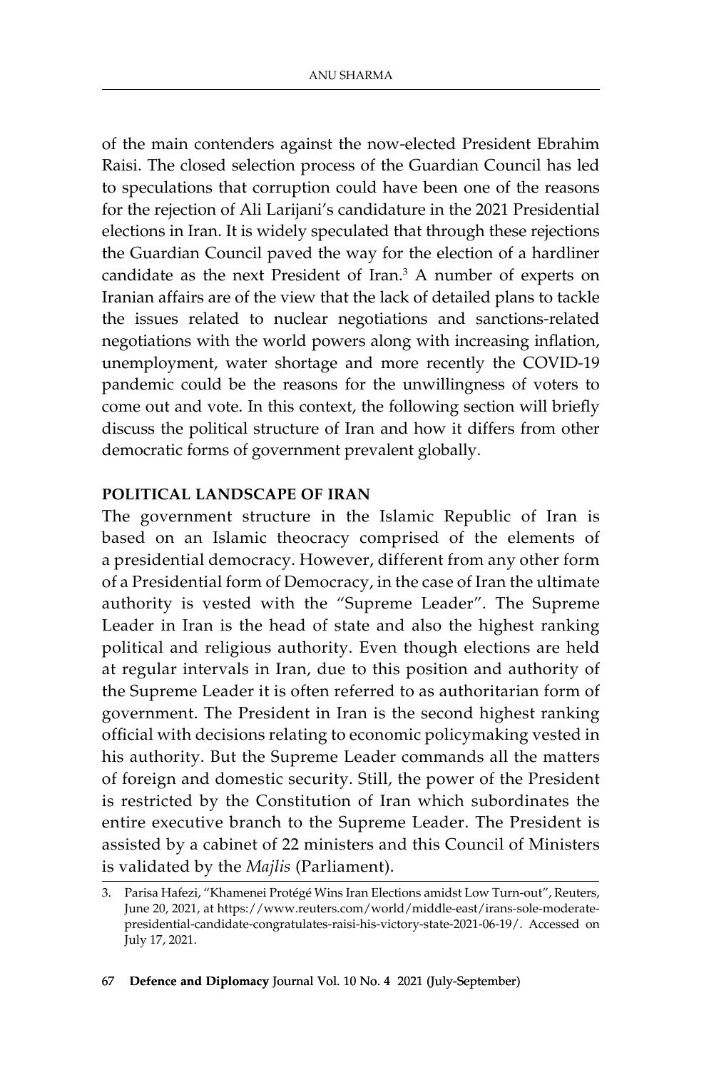of the main contenders against the now-elected President Ebrahim Raisi. The closed selection process of the Guardian Council has led to speculations that corruption could have been one of the reasons for the rejection of Ali Larijani's candidature in the 2021 Presidential elections in Iran. It is widely speculated that through these rejections the Guardian Council paved the way for the election of a hardliner candidate as the next President of Iran.[3] A number of experts on Iranian affairs are of the view that the lack of detailed plans to tackle the issues related to nuclear negotiations and sanctions-related negotiations with the world powers along with increasing inflation, unemployment, water shortage and more recently the COVID-19 pandemic could be the reasons for the unwillingness of voters to come out and vote. In this context, the following section will briefly discuss the political structure of Iran and how it differs from other democratic forms of government prevalent globally.

## POLITICAL LANDSCAPE OF IRAN

The government structure in the Islamic Republic of Iran is based on an Islamic theocracy comprised of the elements of a presidential democracy. However, different from any other form of a Presidential form of Democracy, in the case of Iran the ultimate authority is vested with the "Supreme Leader". The Supreme Leader in Iran is the head of state and also the highest ranking political and religious authority. Even though elections are held at regular intervals in Iran, due to this position and authority of the Supreme Leader it is often referred to as authoritarian form of government. The President in Iran is the second highest ranking official with decisions relating to economic policymaking vested in his authority. But the Supreme Leader commands all the matters of foreign and domestic security. Still, the power of the President is restricted by the Constitution of Iran which subordinates the entire executive branch to the Supreme Leader. The President is assisted by a cabinet of 22 ministers and this Council of Ministers is validated by the *Majlis* (Parliament).

3. Parisa Hafezi, "Khamenei Protégé Wins Iran Elections amidst Low Turn-out", Reuters, June 20, 2021, at https://www.reuters.com/world/middle-east/irans-sole-moderate-presidential-candidate-congratulates-raisi-his-victory-state-2021-06-19/. Accessed on July 17, 2021.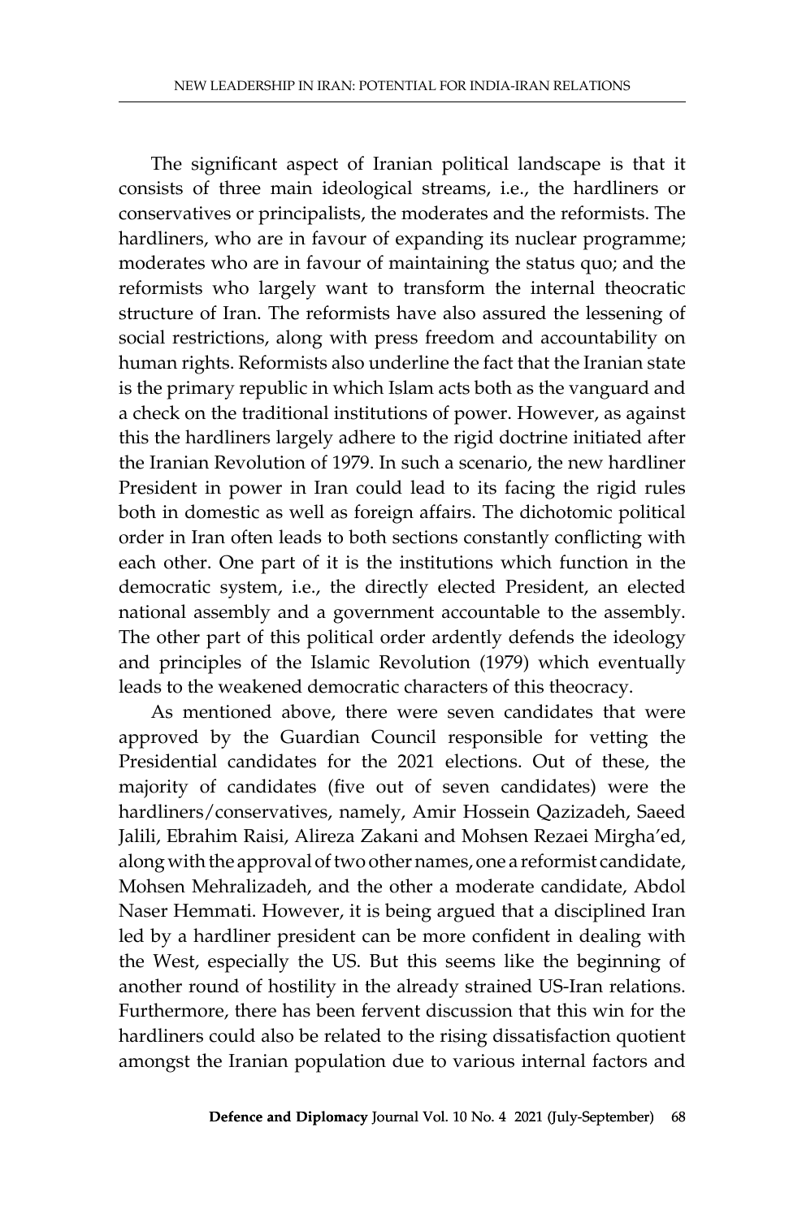The significant aspect of Iranian political landscape is that it consists of three main ideological streams, i.e., the hardliners or conservatives or principalists, the moderates and the reformists. The hardliners, who are in favour of expanding its nuclear programme; moderates who are in favour of maintaining the status quo; and the reformists who largely want to transform the internal theocratic structure of Iran. The reformists have also assured the lessening of social restrictions, along with press freedom and accountability on human rights. Reformists also underline the fact that the Iranian state is the primary republic in which Islam acts both as the vanguard and a check on the traditional institutions of power. However, as against this the hardliners largely adhere to the rigid doctrine initiated after the Iranian Revolution of 1979. In such a scenario, the new hardliner President in power in Iran could lead to its facing the rigid rules both in domestic as well as foreign affairs. The dichotomic political order in Iran often leads to both sections constantly conflicting with each other. One part of it is the institutions which function in the democratic system, i.e., the directly elected President, an elected national assembly and a government accountable to the assembly. The other part of this political order ardently defends the ideology and principles of the Islamic Revolution (1979) which eventually leads to the weakened democratic characters of this theocracy.

As mentioned above, there were seven candidates that were approved by the Guardian Council responsible for vetting the Presidential candidates for the 2021 elections. Out of these, the majority of candidates (five out of seven candidates) were the hardliners/conservatives, namely, Amir Hossein Qazizadeh, Saeed Jalili, Ebrahim Raisi, Alireza Zakani and Mohsen Rezaei Mirgha'ed, along with the approval of two other names, one a reformist candidate, Mohsen Mehralizadeh, and the other a moderate candidate, Abdol Naser Hemmati. However, it is being argued that a disciplined Iran led by a hardliner president can be more confident in dealing with the West, especially the US. But this seems like the beginning of another round of hostility in the already strained US-Iran relations. Furthermore, there has been fervent discussion that this win for the hardliners could also be related to the rising dissatisfaction quotient amongst the Iranian population due to various internal factors and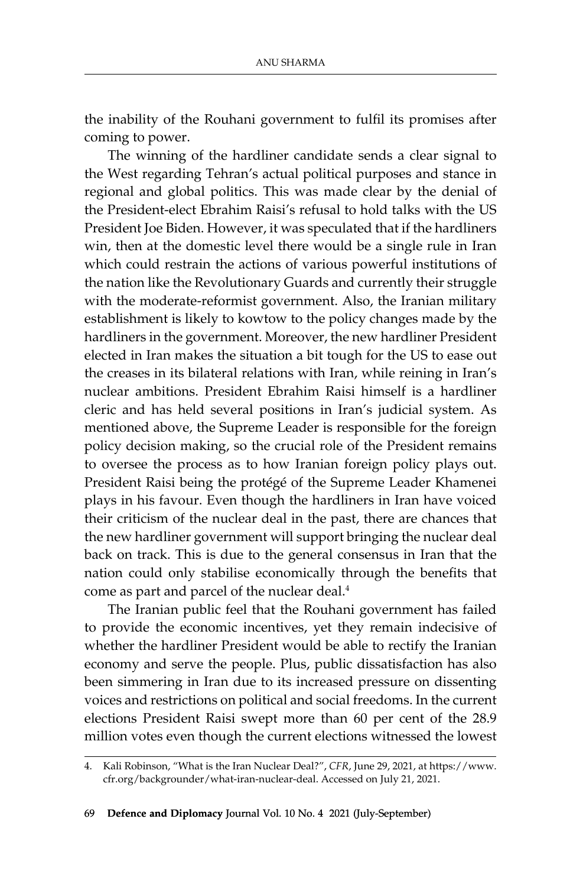the inability of the Rouhani government to fulfil its promises after coming to power.

The winning of the hardliner candidate sends a clear signal to the West regarding Tehran's actual political purposes and stance in regional and global politics. This was made clear by the denial of the President-elect Ebrahim Raisi's refusal to hold talks with the US President Joe Biden. However, it was speculated that if the hardliners win, then at the domestic level there would be a single rule in Iran which could restrain the actions of various powerful institutions of the nation like the Revolutionary Guards and currently their struggle with the moderate-reformist government. Also, the Iranian military establishment is likely to kowtow to the policy changes made by the hardliners in the government. Moreover, the new hardliner President elected in Iran makes the situation a bit tough for the US to ease out the creases in its bilateral relations with Iran, while reining in Iran's nuclear ambitions. President Ebrahim Raisi himself is a hardliner cleric and has held several positions in Iran's judicial system. As mentioned above, the Supreme Leader is responsible for the foreign policy decision making, so the crucial role of the President remains to oversee the process as to how Iranian foreign policy plays out. President Raisi being the protégé of the Supreme Leader Khamenei plays in his favour. Even though the hardliners in Iran have voiced their criticism of the nuclear deal in the past, there are chances that the new hardliner government will support bringing the nuclear deal back on track. This is due to the general consensus in Iran that the nation could only stabilise economically through the benefits that come as part and parcel of the nuclear deal.[4]

The Iranian public feel that the Rouhani government has failed to provide the economic incentives, yet they remain indecisive of whether the hardliner President would be able to rectify the Iranian economy and serve the people. Plus, public dissatisfaction has also been simmering in Iran due to its increased pressure on dissenting voices and restrictions on political and social freedoms. In the current elections President Raisi swept more than 60 per cent of the 28.9 million votes even though the current elections witnessed the lowest

4. Kali Robinson, "What is the Iran Nuclear Deal?", *CFR*, June 29, 2021, at https://www.cfr.org/backgrounder/what-iran-nuclear-deal. Accessed on July 21, 2021.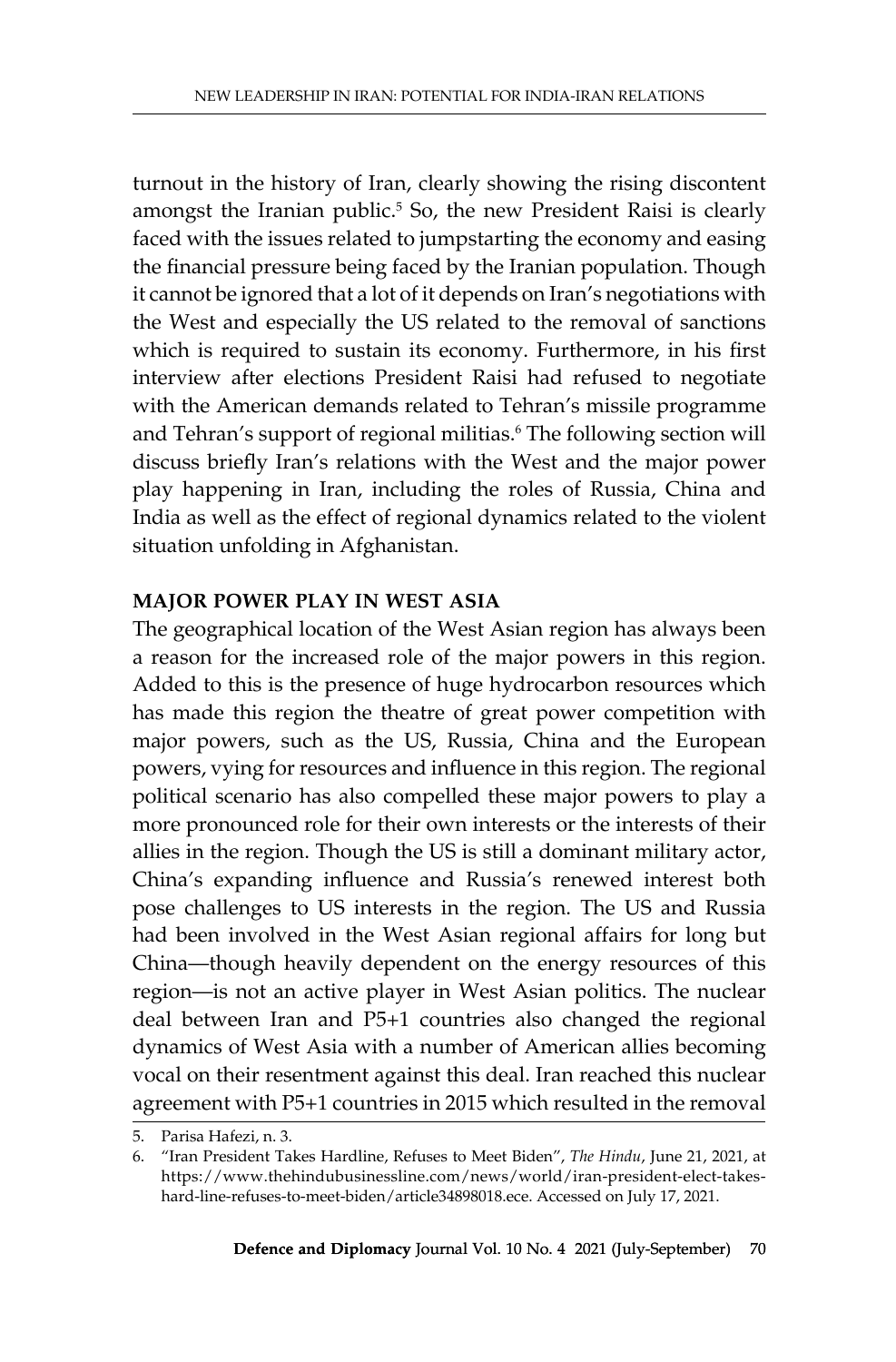turnout in the history of Iran, clearly showing the rising discontent amongst the Iranian public.[5] So, the new President Raisi is clearly faced with the issues related to jumpstarting the economy and easing the financial pressure being faced by the Iranian population. Though it cannot be ignored that a lot of it depends on Iran's negotiations with the West and especially the US related to the removal of sanctions which is required to sustain its economy. Furthermore, in his first interview after elections President Raisi had refused to negotiate with the American demands related to Tehran's missile programme and Tehran's support of regional militias.[6] The following section will discuss briefly Iran's relations with the West and the major power play happening in Iran, including the roles of Russia, China and India as well as the effect of regional dynamics related to the violent situation unfolding in Afghanistan.

## MAJOR POWER PLAY IN WEST ASIA

The geographical location of the West Asian region has always been a reason for the increased role of the major powers in this region. Added to this is the presence of huge hydrocarbon resources which has made this region the theatre of great power competition with major powers, such as the US, Russia, China and the European powers, vying for resources and influence in this region. The regional political scenario has also compelled these major powers to play a more pronounced role for their own interests or the interests of their allies in the region. Though the US is still a dominant military actor, China's expanding influence and Russia's renewed interest both pose challenges to US interests in the region. The US and Russia had been involved in the West Asian regional affairs for long but China—though heavily dependent on the energy resources of this region—is not an active player in West Asian politics. The nuclear deal between Iran and P5+1 countries also changed the regional dynamics of West Asia with a number of American allies becoming vocal on their resentment against this deal. Iran reached this nuclear agreement with P5+1 countries in 2015 which resulted in the removal

5. Parisa Hafezi, n. 3.
6. "Iran President Takes Hardline, Refuses to Meet Biden", *The Hindu*, June 21, 2021, at https://www.thehindubusinessline.com/news/world/iran-president-elect-takes-hard-line-refuses-to-meet-biden/article34898018.ece. Accessed on July 17, 2021.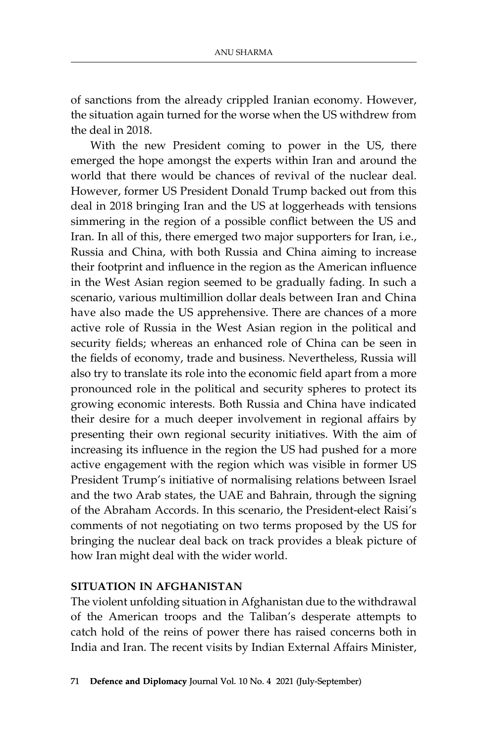of sanctions from the already crippled Iranian economy. However, the situation again turned for the worse when the US withdrew from the deal in 2018.

With the new President coming to power in the US, there emerged the hope amongst the experts within Iran and around the world that there would be chances of revival of the nuclear deal. However, former US President Donald Trump backed out from this deal in 2018 bringing Iran and the US at loggerheads with tensions simmering in the region of a possible conflict between the US and Iran. In all of this, there emerged two major supporters for Iran, i.e., Russia and China, with both Russia and China aiming to increase their footprint and influence in the region as the American influence in the West Asian region seemed to be gradually fading. In such a scenario, various multimillion dollar deals between Iran and China have also made the US apprehensive. There are chances of a more active role of Russia in the West Asian region in the political and security fields; whereas an enhanced role of China can be seen in the fields of economy, trade and business. Nevertheless, Russia will also try to translate its role into the economic field apart from a more pronounced role in the political and security spheres to protect its growing economic interests. Both Russia and China have indicated their desire for a much deeper involvement in regional affairs by presenting their own regional security initiatives. With the aim of increasing its influence in the region the US had pushed for a more active engagement with the region which was visible in former US President Trump's initiative of normalising relations between Israel and the two Arab states, the UAE and Bahrain, through the signing of the Abraham Accords. In this scenario, the President-elect Raisi's comments of not negotiating on two terms proposed by the US for bringing the nuclear deal back on track provides a bleak picture of how Iran might deal with the wider world.

## SITUATION IN AFGHANISTAN

The violent unfolding situation in Afghanistan due to the withdrawal of the American troops and the Taliban's desperate attempts to catch hold of the reins of power there has raised concerns both in India and Iran. The recent visits by Indian External Affairs Minister,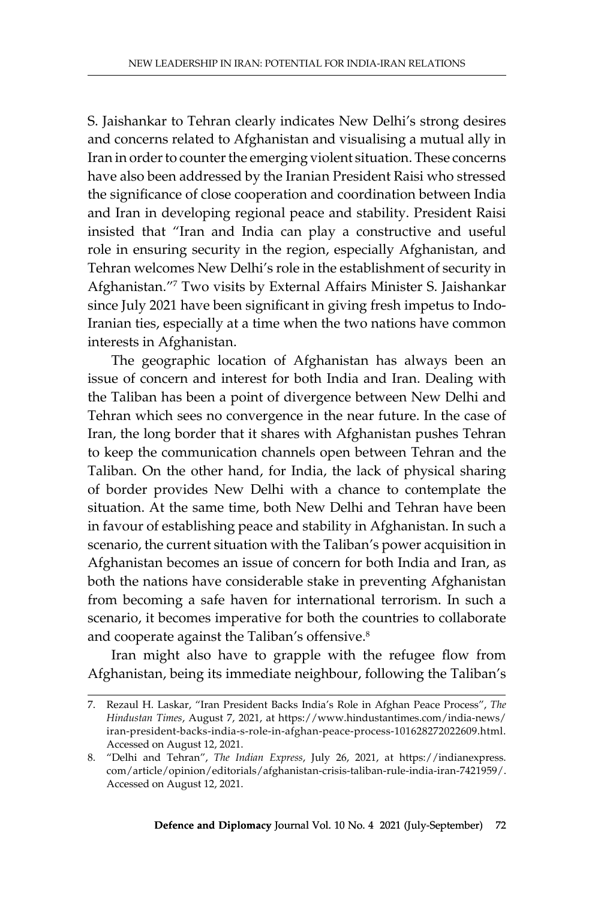S. Jaishankar to Tehran clearly indicates New Delhi's strong desires and concerns related to Afghanistan and visualising a mutual ally in Iran in order to counter the emerging violent situation. These concerns have also been addressed by the Iranian President Raisi who stressed the significance of close cooperation and coordination between India and Iran in developing regional peace and stability. President Raisi insisted that "Iran and India can play a constructive and useful role in ensuring security in the region, especially Afghanistan, and Tehran welcomes New Delhi's role in the establishment of security in Afghanistan."[7] Two visits by External Affairs Minister S. Jaishankar since July 2021 have been significant in giving fresh impetus to Indo-Iranian ties, especially at a time when the two nations have common interests in Afghanistan.

The geographic location of Afghanistan has always been an issue of concern and interest for both India and Iran. Dealing with the Taliban has been a point of divergence between New Delhi and Tehran which sees no convergence in the near future. In the case of Iran, the long border that it shares with Afghanistan pushes Tehran to keep the communication channels open between Tehran and the Taliban. On the other hand, for India, the lack of physical sharing of border provides New Delhi with a chance to contemplate the situation. At the same time, both New Delhi and Tehran have been in favour of establishing peace and stability in Afghanistan. In such a scenario, the current situation with the Taliban's power acquisition in Afghanistan becomes an issue of concern for both India and Iran, as both the nations have considerable stake in preventing Afghanistan from becoming a safe haven for international terrorism. In such a scenario, it becomes imperative for both the countries to collaborate and cooperate against the Taliban's offensive.[8]

Iran might also have to grapple with the refugee flow from Afghanistan, being its immediate neighbour, following the Taliban's

---

7. Rezaul H. Laskar, "Iran President Backs India's Role in Afghan Peace Process", *The Hindustan Times*, August 7, 2021, at https://www.hindustantimes.com/india-news/iran-president-backs-india-s-role-in-afghan-peace-process-101628272022609.html. Accessed on August 12, 2021.
8. "Delhi and Tehran", *The Indian Express*, July 26, 2021, at https://indianexpress.com/article/opinion/editorials/afghanistan-crisis-taliban-rule-india-iran-7421959/. Accessed on August 12, 2021.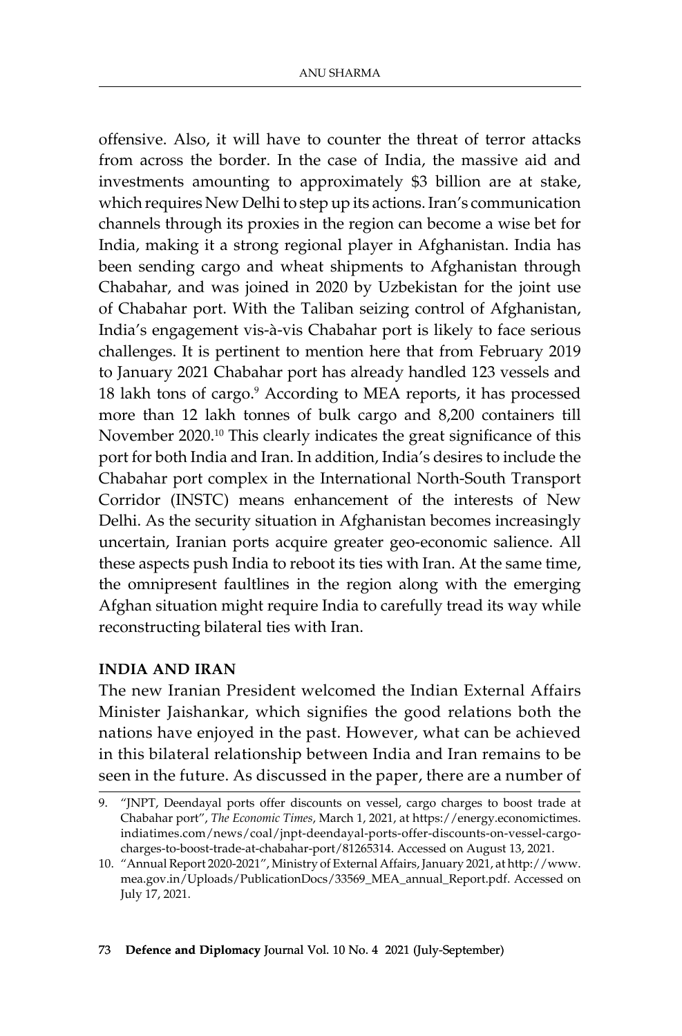offensive. Also, it will have to counter the threat of terror attacks from across the border. In the case of India, the massive aid and investments amounting to approximately $3 billion are at stake, which requires New Delhi to step up its actions. Iran's communication channels through its proxies in the region can become a wise bet for India, making it a strong regional player in Afghanistan. India has been sending cargo and wheat shipments to Afghanistan through Chabahar, and was joined in 2020 by Uzbekistan for the joint use of Chabahar port. With the Taliban seizing control of Afghanistan, India's engagement vis-à-vis Chabahar port is likely to face serious challenges. It is pertinent to mention here that from February 2019 to January 2021 Chabahar port has already handled 123 vessels and 18 lakh tons of cargo.[9] According to MEA reports, it has processed more than 12 lakh tonnes of bulk cargo and 8,200 containers till November 2020.[10] This clearly indicates the great significance of this port for both India and Iran. In addition, India's desires to include the Chabahar port complex in the International North-South Transport Corridor (INSTC) means enhancement of the interests of New Delhi. As the security situation in Afghanistan becomes increasingly uncertain, Iranian ports acquire greater geo-economic salience. All these aspects push India to reboot its ties with Iran. At the same time, the omnipresent faultlines in the region along with the emerging Afghan situation might require India to carefully tread its way while reconstructing bilateral ties with Iran.

## INDIA AND IRAN

The new Iranian President welcomed the Indian External Affairs Minister Jaishankar, which signifies the good relations both the nations have enjoyed in the past. However, what can be achieved in this bilateral relationship between India and Iran remains to be seen in the future. As discussed in the paper, there are a number of

9. "JNPT, Deendayal ports offer discounts on vessel, cargo charges to boost trade at Chabahar port", *The Economic Times*, March 1, 2021, at https://energy.economictimes.indiatimes.com/news/coal/jnpt-deendayal-ports-offer-discounts-on-vessel-cargo-charges-to-boost-trade-at-chabahar-port/81265314. Accessed on August 13, 2021.

10. "Annual Report 2020-2021", Ministry of External Affairs, January 2021, at http://www.mea.gov.in/Uploads/PublicationDocs/33569_MEA_annual_Report.pdf. Accessed on July 17, 2021.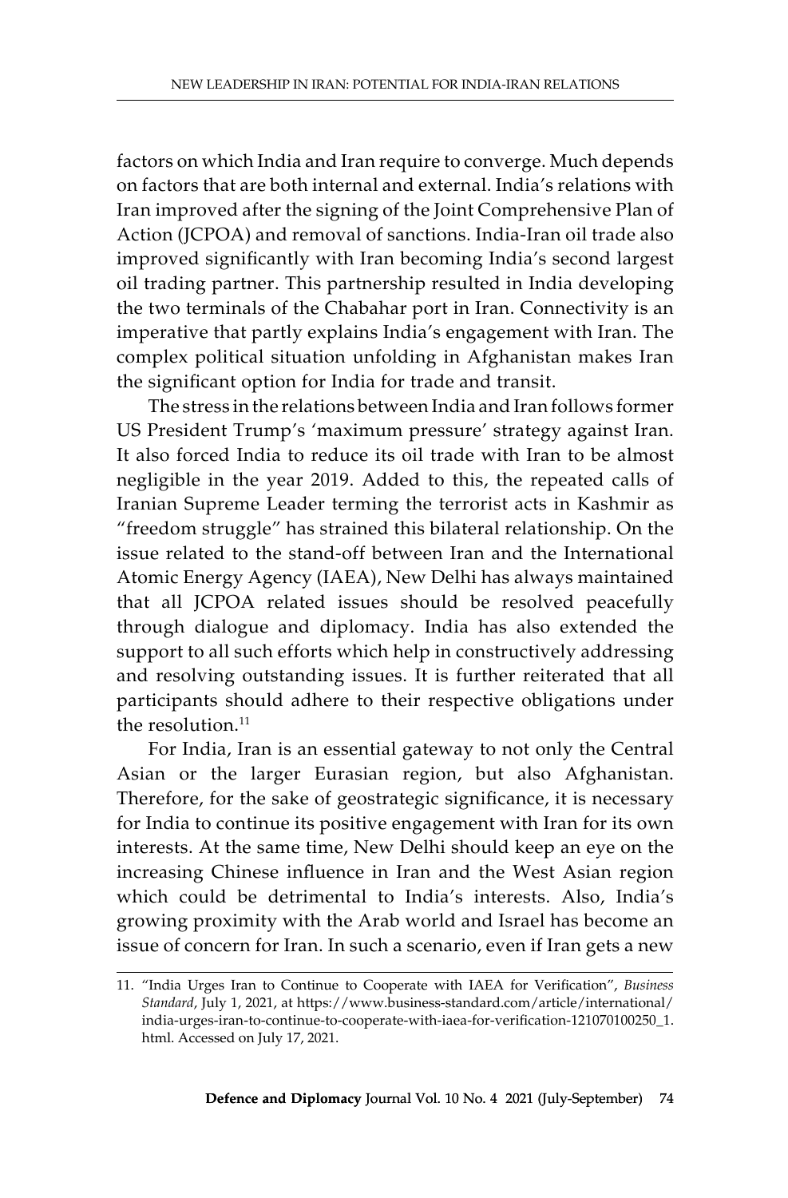factors on which India and Iran require to converge. Much depends on factors that are both internal and external. India's relations with Iran improved after the signing of the Joint Comprehensive Plan of Action (JCPOA) and removal of sanctions. India-Iran oil trade also improved significantly with Iran becoming India's second largest oil trading partner. This partnership resulted in India developing the two terminals of the Chabahar port in Iran. Connectivity is an imperative that partly explains India's engagement with Iran. The complex political situation unfolding in Afghanistan makes Iran the significant option for India for trade and transit.

The stress in the relations between India and Iran follows former US President Trump's 'maximum pressure' strategy against Iran. It also forced India to reduce its oil trade with Iran to be almost negligible in the year 2019. Added to this, the repeated calls of Iranian Supreme Leader terming the terrorist acts in Kashmir as "freedom struggle" has strained this bilateral relationship. On the issue related to the stand-off between Iran and the International Atomic Energy Agency (IAEA), New Delhi has always maintained that all JCPOA related issues should be resolved peacefully through dialogue and diplomacy. India has also extended the support to all such efforts which help in constructively addressing and resolving outstanding issues. It is further reiterated that all participants should adhere to their respective obligations under the resolution.[11]

For India, Iran is an essential gateway to not only the Central Asian or the larger Eurasian region, but also Afghanistan. Therefore, for the sake of geostrategic significance, it is necessary for India to continue its positive engagement with Iran for its own interests. At the same time, New Delhi should keep an eye on the increasing Chinese influence in Iran and the West Asian region which could be detrimental to India's interests. Also, India's growing proximity with the Arab world and Israel has become an issue of concern for Iran. In such a scenario, even if Iran gets a new

---

11. "India Urges Iran to Continue to Cooperate with IAEA for Verification", *Business Standard*, July 1, 2021, at https://www.business-standard.com/article/international/india-urges-iran-to-continue-to-cooperate-with-iaea-for-verification-121070100250_1.html. Accessed on July 17, 2021.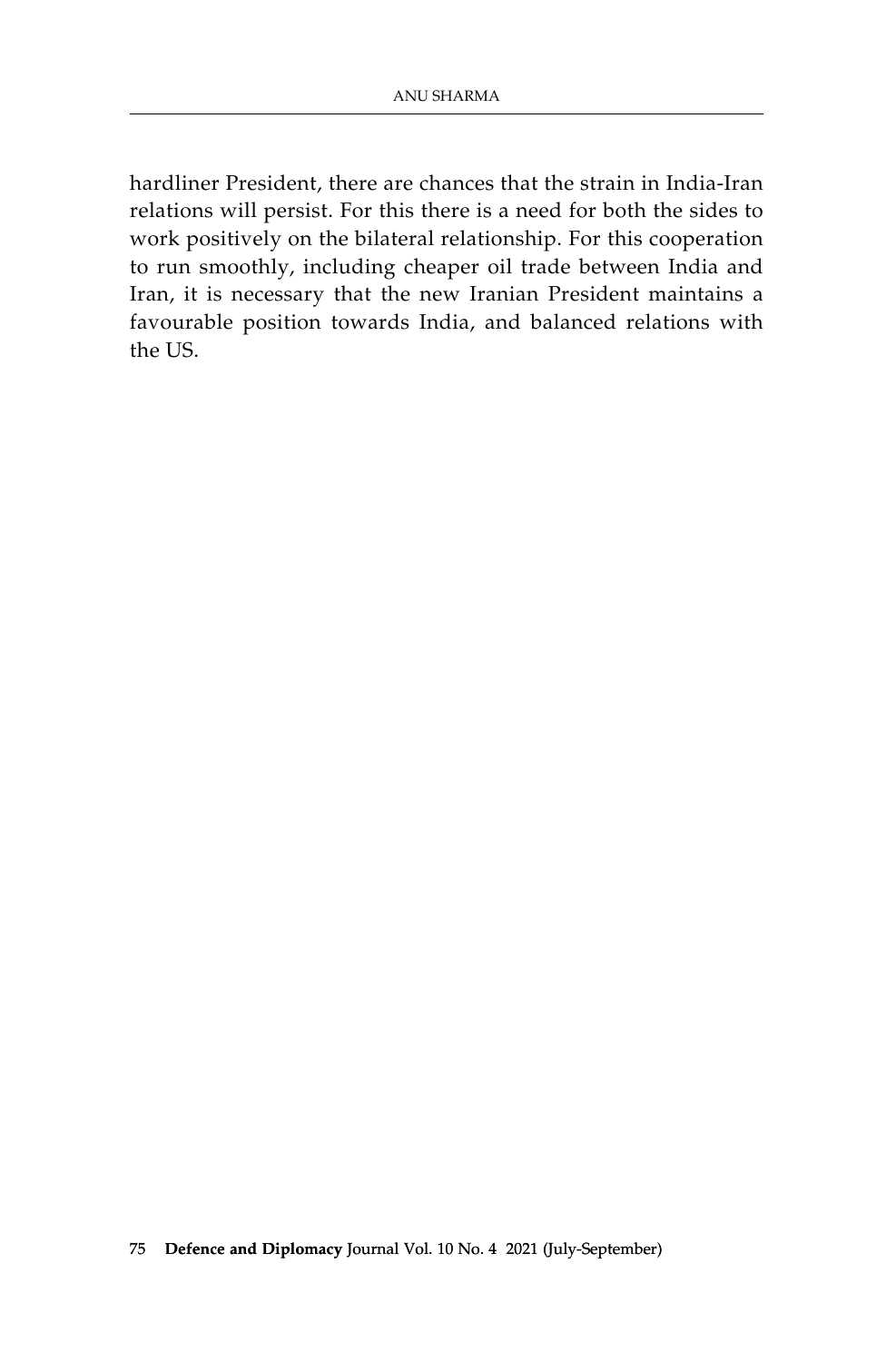hardliner President, there are chances that the strain in India-Iran relations will persist. For this there is a need for both the sides to work positively on the bilateral relationship. For this cooperation to run smoothly, including cheaper oil trade between India and Iran, it is necessary that the new Iranian President maintains a favourable position towards India, and balanced relations with the US.